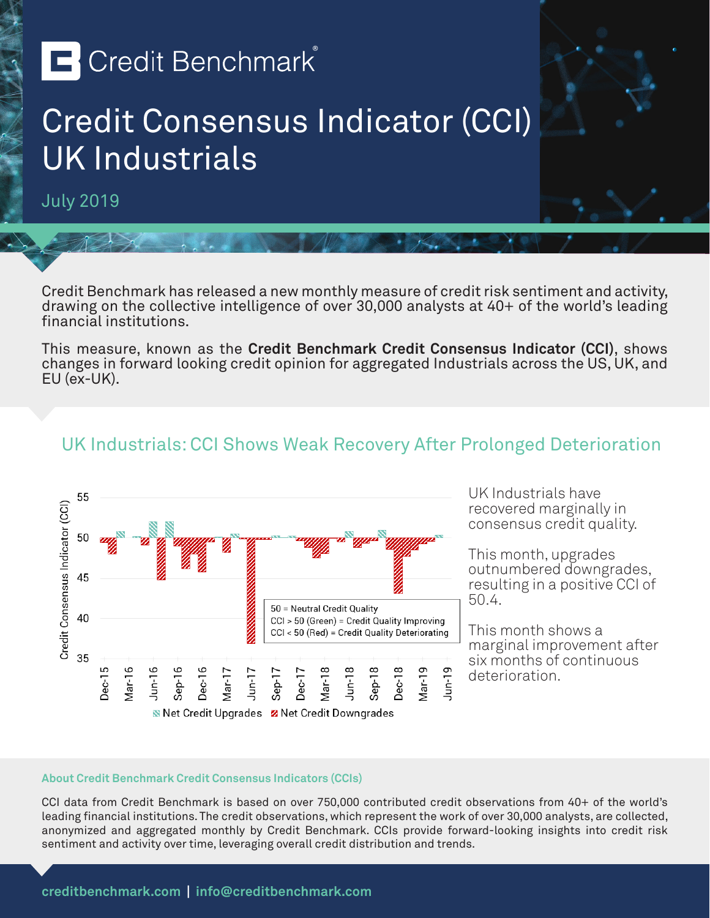# Credit Benchmark

# Credit Consensus Indicator (CCI) UK Industrials

July 2019

Credit Benchmark has released a new monthly measure of credit risk sentiment and activity, drawing on the collective intelligence of over 30,000 analysts at 40+ of the world's leading financial institutions.

This measure, known as the **Credit Benchmark Credit Consensus Indicator (CCI)**, shows changes in forward looking credit opinion for aggregated Industrials across the US, UK, and EU (ex-UK).

## UK Industrials: CCI Shows Weak Recovery After Prolonged Deterioration

Credit Consensus Indicator (CCI)

50 = Neutral Credit Quality
CCI > 50 (Green) = Credit Quality Improving
CCI < 50 (Red) = Credit Quality Deteriorating

Net Credit Upgrades | Net Credit Downgrades

UK Industrials have recovered marginally in consensus credit quality.

This month, upgrades outnumbered downgrades, resulting in a positive CCI of 50.4.

This month shows a marginal improvement after six months of continuous deterioration.

### About Credit Benchmark Credit Consensus Indicators (CCIs)

CCI data from Credit Benchmark is based on over 750,000 contributed credit observations from 40+ of the world's leading financial institutions. The credit observations, which represent the work of over 30,000 analysts, are collected, anonymized and aggregated monthly by Credit Benchmark. CCIs provide forward-looking insights into credit risk sentiment and activity over time, leveraging overall credit distribution and trends.

creditbenchmark.com | info@creditbenchmark.com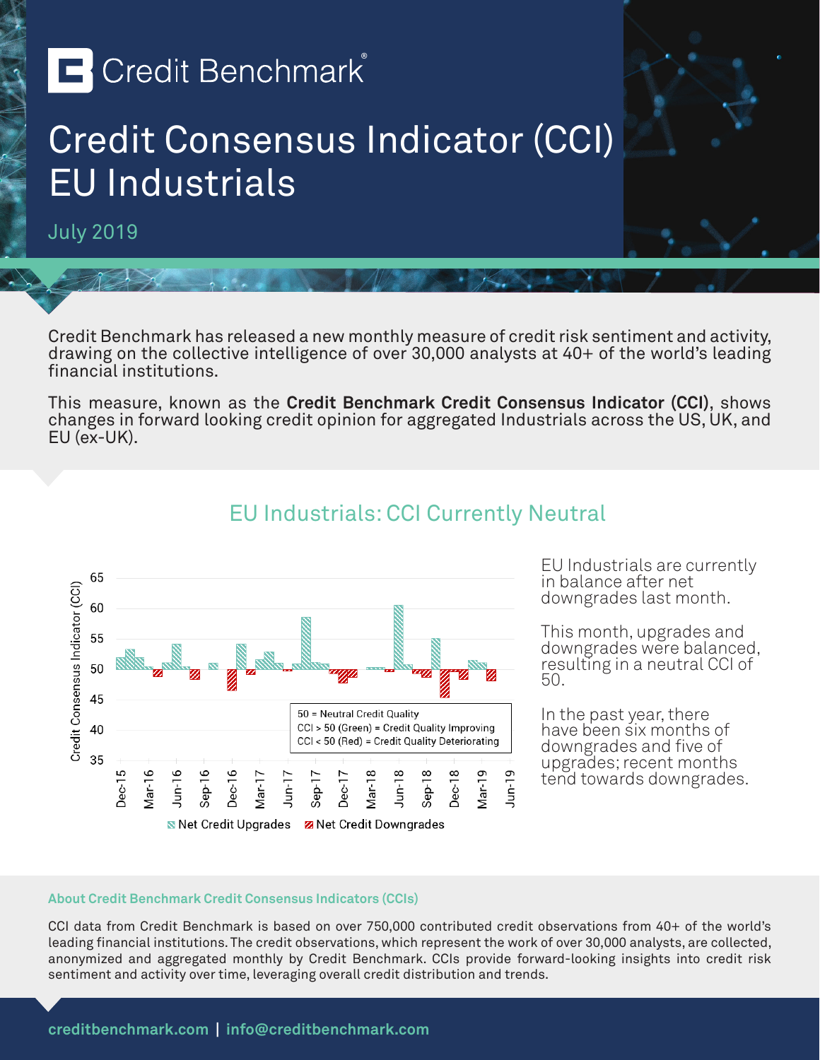# Credit Benchmark

# Credit Consensus Indicator (CCI) EU Industrials

July 2019

Credit Benchmark has released a new monthly measure of credit risk sentiment and activity, drawing on the collective intelligence of over 30,000 analysts at 40+ of the world's leading financial institutions.

This measure, known as the **Credit Benchmark Credit Consensus Indicator (CCI)**, shows changes in forward looking credit opinion for aggregated Industrials across the US, UK, and EU (ex-UK).

## EU Industrials: CCI Currently Neutral

EU Industrials are currently in balance after net downgrades last month.

This month, upgrades and downgrades were balanced, resulting in a neutral CCI of 50.

In the past year, there have been six months of downgrades and five of upgrades; recent months tend towards downgrades.

#### About Credit Benchmark Credit Consensus Indicators (CCIs)

CCI data from Credit Benchmark is based on over 750,000 contributed credit observations from 40+ of the world's leading financial institutions. The credit observations, which represent the work of over 30,000 analysts, are collected, anonymized and aggregated monthly by Credit Benchmark. CCIs provide forward-looking insights into credit risk sentiment and activity over time, leveraging overall credit distribution and trends.

creditbenchmark.com | info@creditbenchmark.com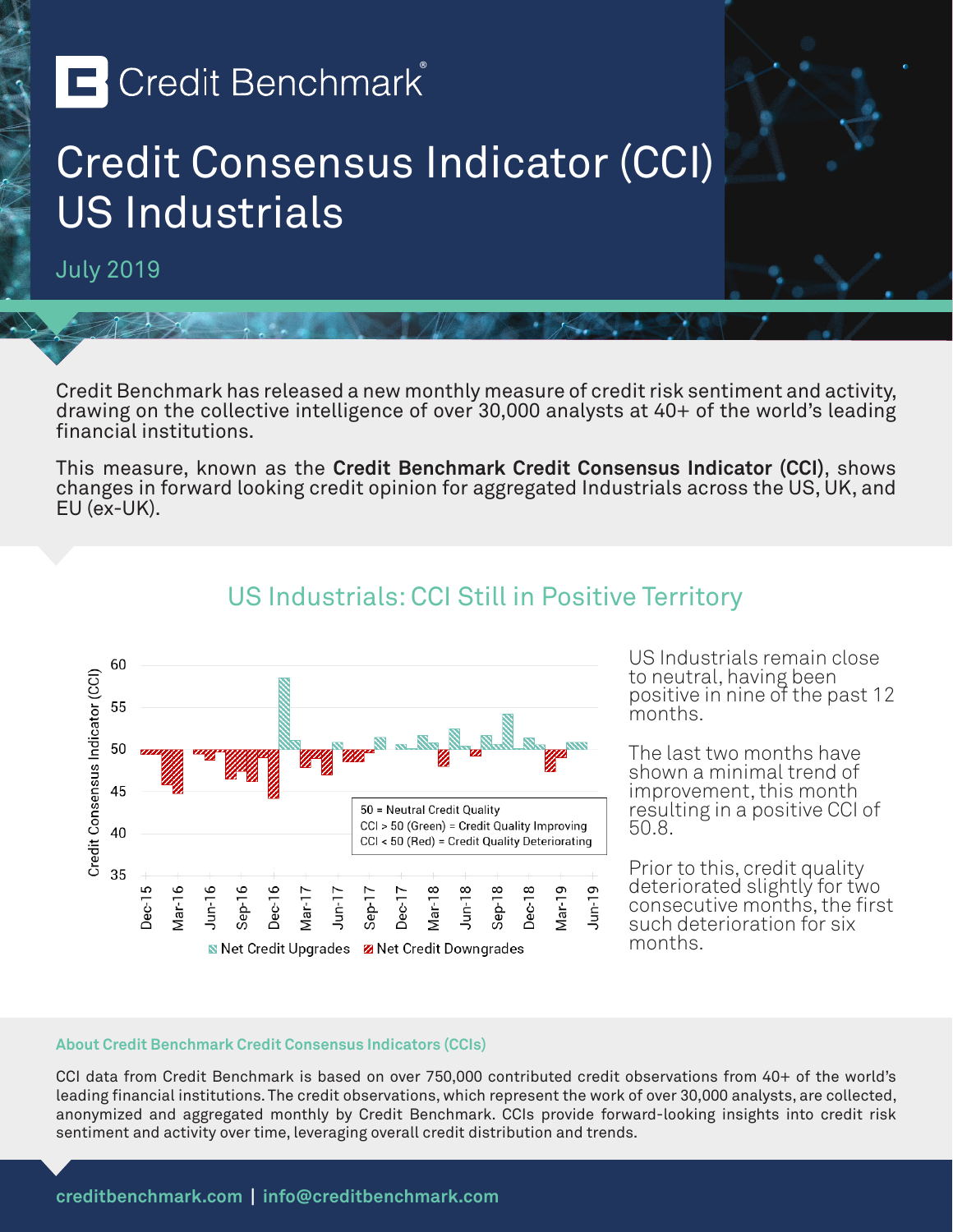# Credit Benchmark

# Credit Consensus Indicator (CCI) US Industrials

July 2019

Credit Benchmark has released a new monthly measure of credit risk sentiment and activity, drawing on the collective intelligence of over 30,000 analysts at 40+ of the world's leading financial institutions.

This measure, known as the **Credit Benchmark Credit Consensus Indicator (CCI)**, shows changes in forward looking credit opinion for aggregated Industrials across the US, UK, and EU (ex-UK).

## US Industrials: CCI Still in Positive Territory

Credit Consensus Indicator (CCI)

60
55
50
45
40
35

Dec-15 Mar-16 Jun-16 Sep-16 Dec-16 Mar-17 Jun-17 Sep-17 Dec-17 Mar-18 Jun-18 Sep-18 Dec-18 Mar-19 Jun-19

50 = Neutral Credit Quality
CCI > 50 (Green) = Credit Quality Improving
CCI < 50 (Red) = Credit Quality Deteriorating

Net Credit Upgrades
Net Credit Downgrades

US Industrials remain close to neutral, having been positive in nine of the past 12 months.

The last two months have shown a minimal trend of improvement, this month resulting in a positive CCI of 50.8.

Prior to this, credit quality deteriorated slightly for two consecutive months, the first such deterioration for six months.

### About Credit Benchmark Credit Consensus Indicators (CCIs)

CCI data from Credit Benchmark is based on over 750,000 contributed credit observations from 40+ of the world's leading financial institutions. The credit observations, which represent the work of over 30,000 analysts, are collected, anonymized and aggregated monthly by Credit Benchmark. CCIs provide forward-looking insights into credit risk sentiment and activity over time, leveraging overall credit distribution and trends.

**creditbenchmark.com | info@creditbenchmark.com**